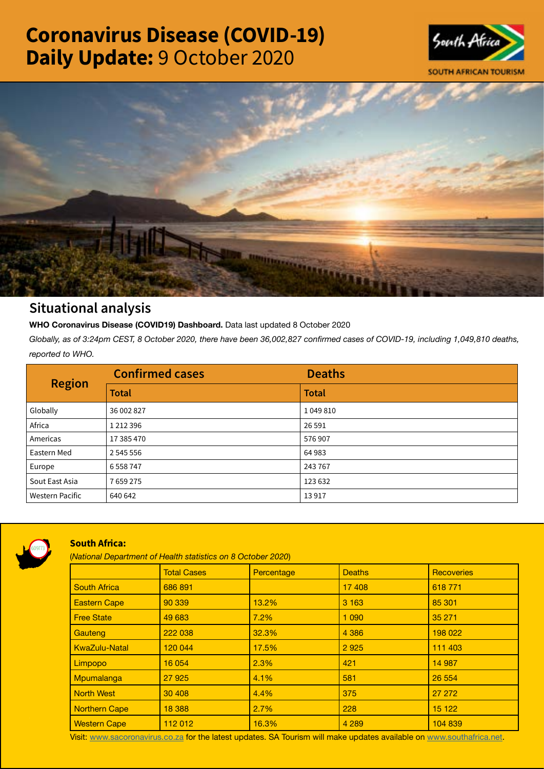# Coronavirus Disease (COVID-19) Daily Update: 9 October 2020

SOUTH AFRICAN TOURISM

## Situational analysis

**WHO Coronavirus Disease (COVID19) Dashboard.** Data last updated 8 October 2020

*Globally, as of 3:24pm CEST, 8 October 2020, there have been 36,002,827 confirmed cases of COVID-19, including 1,049,810 deaths, reported to WHO.*

| Region | Confirmed cases | Deaths |
|---|---|---|
| | **Total** | **Total** |
| Globally | 36 002 827 | 1 049 810 |
| Africa | 1 212 396 | 26 591 |
| Americas | 17 385 470 | 576 907 |
| Eastern Med | 2 545 556 | 64 983 |
| Europe | 6 558 747 | 243 767 |
| Sout East Asia | 7 659 275 | 123 632 |
| Western Pacific | 640 642 | 13 917 |

### South Africa:

(*National Department of Health statistics on 8 October 2020*)

| | Total Cases | Percentage | Deaths | Recoveries |
|---|---|---|---|---|
| South Africa | 686 891 | | 17 408 | 618 771 |
| Eastern Cape | 90 339 | 13.2% | 3 163 | 85 301 |
| Free State | 49 683 | 7.2% | 1 090 | 35 271 |
| Gauteng | 222 038 | 32.3% | 4 386 | 198 022 |
| KwaZulu-Natal | 120 044 | 17.5% | 2 925 | 111 403 |
| Limpopo | 16 054 | 2.3% | 421 | 14 987 |
| Mpumalanga | 27 925 | 4.1% | 581 | 26 554 |
| North West | 30 408 | 4.4% | 375 | 27 272 |
| Northern Cape | 18 388 | 2.7% | 228 | 15 122 |
| Western Cape | 112 012 | 16.3% | 4 289 | 104 839 |

Visit: www.sacoronavirus.co.za for the latest updates. SA Tourism will make updates available on www.southafrica.net.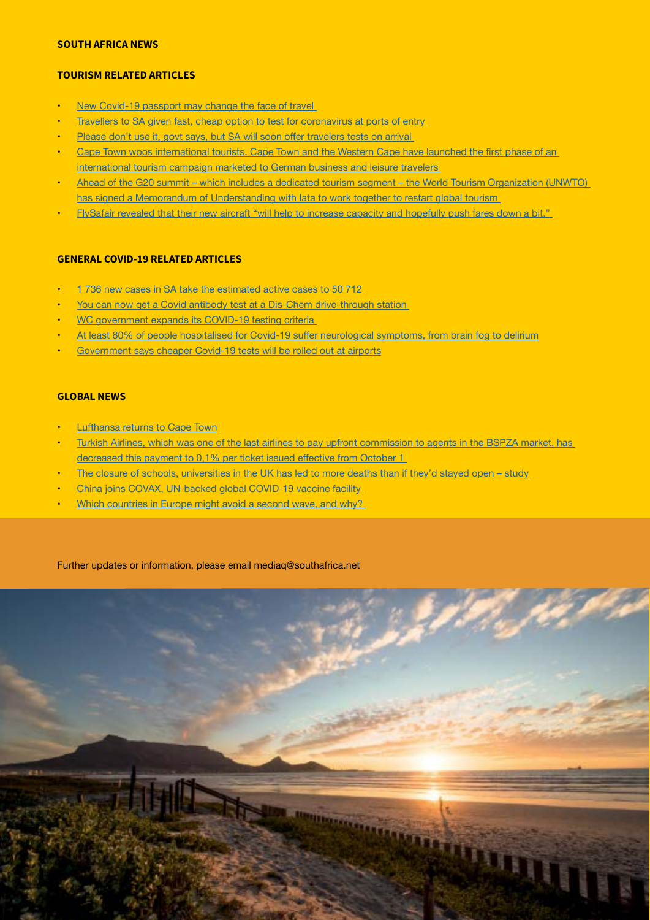## SOUTH AFRICA NEWS

### TOURISM RELATED ARTICLES

- New Covid-19 passport may change the face of travel
- Travellers to SA given fast, cheap option to test for coronavirus at ports of entry
- Please don't use it, govt says, but SA will soon offer travelers tests on arrival
- Cape Town woos international tourists. Cape Town and the Western Cape have launched the first phase of an international tourism campaign marketed to German business and leisure travelers
- Ahead of the G20 summit – which includes a dedicated tourism segment – the World Tourism Organization (UNWTO) has signed a Memorandum of Understanding with Iata to work together to restart global tourism
- FlySafair revealed that their new aircraft "will help to increase capacity and hopefully push fares down a bit."

### GENERAL COVID-19 RELATED ARTICLES

- 1 736 new cases in SA take the estimated active cases to 50 712
- You can now get a Covid antibody test at a Dis-Chem drive-through station
- WC government expands its COVID-19 testing criteria
- At least 80% of people hospitalised for Covid-19 suffer neurological symptoms, from brain fog to delirium
- Government says cheaper Covid-19 tests will be rolled out at airports

### GLOBAL NEWS

- Lufthansa returns to Cape Town
- Turkish Airlines, which was one of the last airlines to pay upfront commission to agents in the BSPZA market, has decreased this payment to 0,1% per ticket issued effective from October 1
- The closure of schools, universities in the UK has led to more deaths than if they'd stayed open – study
- China joins COVAX, UN-backed global COVID-19 vaccine facility
- Which countries in Europe might avoid a second wave, and why?

Further updates or information, please email mediaq@southafrica.net